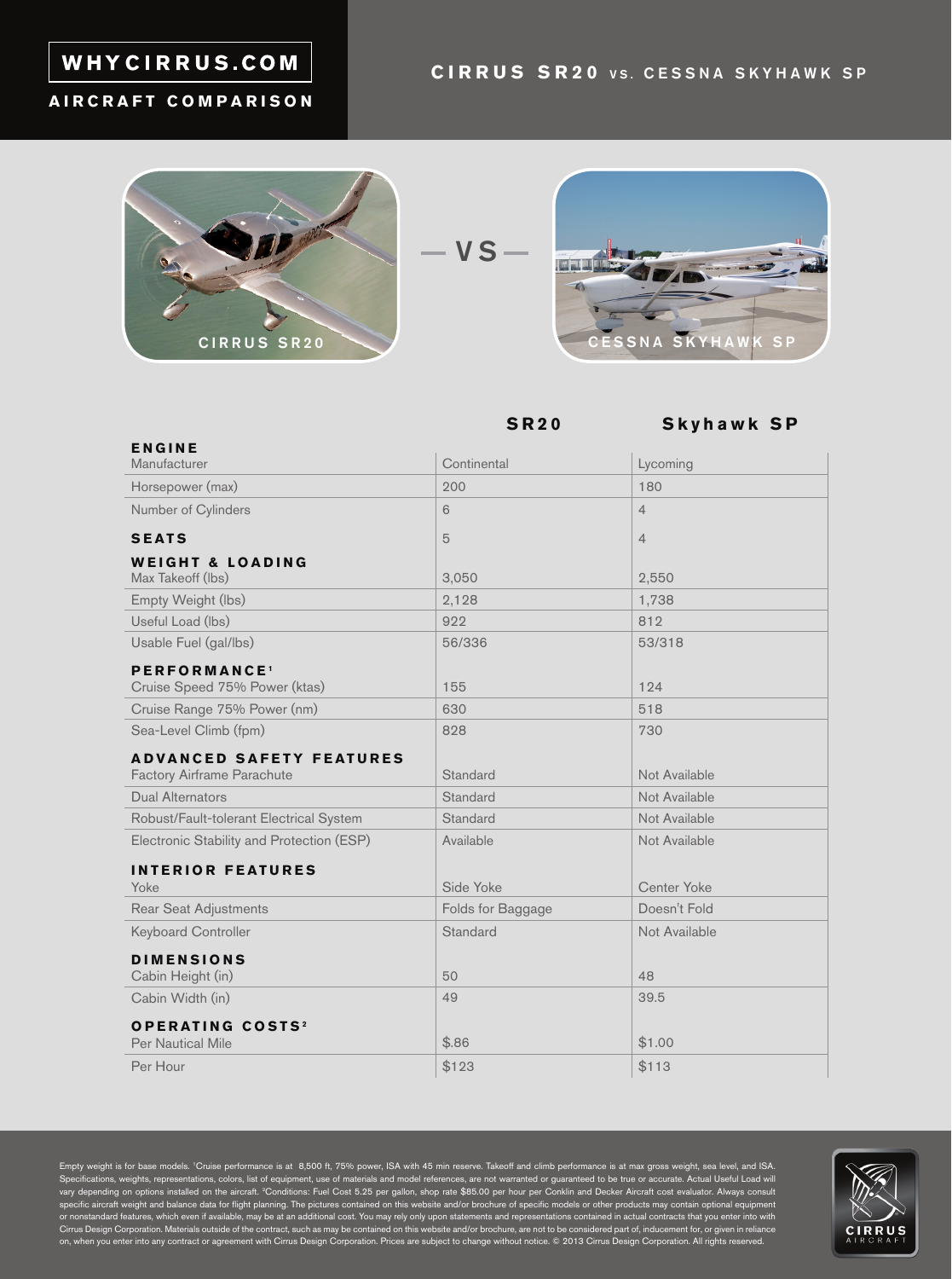# WHYCIRRUS.COM

## AIRCRAFT COMPARISON

## CIRRUS SR20 VS. CESSNA SKYHAWK SP

CIRRUS SR20 — VS — CESSNA SKYHAWK SP

| | SR20 | Skyhawk SP |
|---|---|---|
| **ENGINE** | | |
| Manufacturer | Continental | Lycoming |
| Horsepower (max) | 200 | 180 |
| Number of Cylinders | 6 | 4 |
| **SEATS** | 5 | 4 |
| **WEIGHT & LOADING** | | |
| Max Takeoff (lbs) | 3,050 | 2,550 |
| Empty Weight (lbs) | 2,128 | 1,738 |
| Useful Load (lbs) | 922 | 812 |
| Usable Fuel (gal/lbs) | 56/336 | 53/318 |
| **PERFORMANCE[1]** | | |
| Cruise Speed 75% Power (ktas) | 155 | 124 |
| Cruise Range 75% Power (nm) | 630 | 518 |
| Sea-Level Climb (fpm) | 828 | 730 |
| **ADVANCED SAFETY FEATURES** | | |
| Factory Airframe Parachute | Standard | Not Available |
| Dual Alternators | Standard | Not Available |
| Robust/Fault-tolerant Electrical System | Standard | Not Available |
| Electronic Stability and Protection (ESP) | Available | Not Available |
| **INTERIOR FEATURES** | | |
| Yoke | Side Yoke | Center Yoke |
| Rear Seat Adjustments | Folds for Baggage | Doesn't Fold |
| Keyboard Controller | Standard | Not Available |
| **DIMENSIONS** | | |
| Cabin Height (in) | 50 | 48 |
| Cabin Width (in) | 49 | 39.5 |
| **OPERATING COSTS[2]** | | |
| Per Nautical Mile | $.86 | $1.00 |
| Per Hour | $123 | $113 |

Empty weight is for base models. [1]Cruise performance is at 8,500 ft, 75% power, ISA with 45 min reserve. Takeoff and climb performance is at max gross weight, sea level, and ISA. Specifications, weights, representations, colors, list of equipment, use of materials and model references, are not warranted or guaranteed to be true or accurate. Actual Useful Load will vary depending on options installed on the aircraft. [2]Conditions: Fuel Cost 5.25 per gallon, shop rate $85.00 per hour per Conklin and Decker Aircraft cost evaluator. Always consult specific aircraft weight and balance data for flight planning. The pictures contained on this website and/or brochure of specific models or other products may contain optional equipment or nonstandard features, which even if available, may be at an additional cost. You may rely only upon statements and representations contained in actual contracts that you enter into with Cirrus Design Corporation. Materials outside of the contract, such as may be contained on this website and/or brochure, are not to be considered part of, inducement for, or given in reliance on, when you enter into any contract or agreement with Cirrus Design Corporation. Prices are subject to change without notice. © 2013 Cirrus Design Corporation. All rights reserved.

CIRRUS AIRCRAFT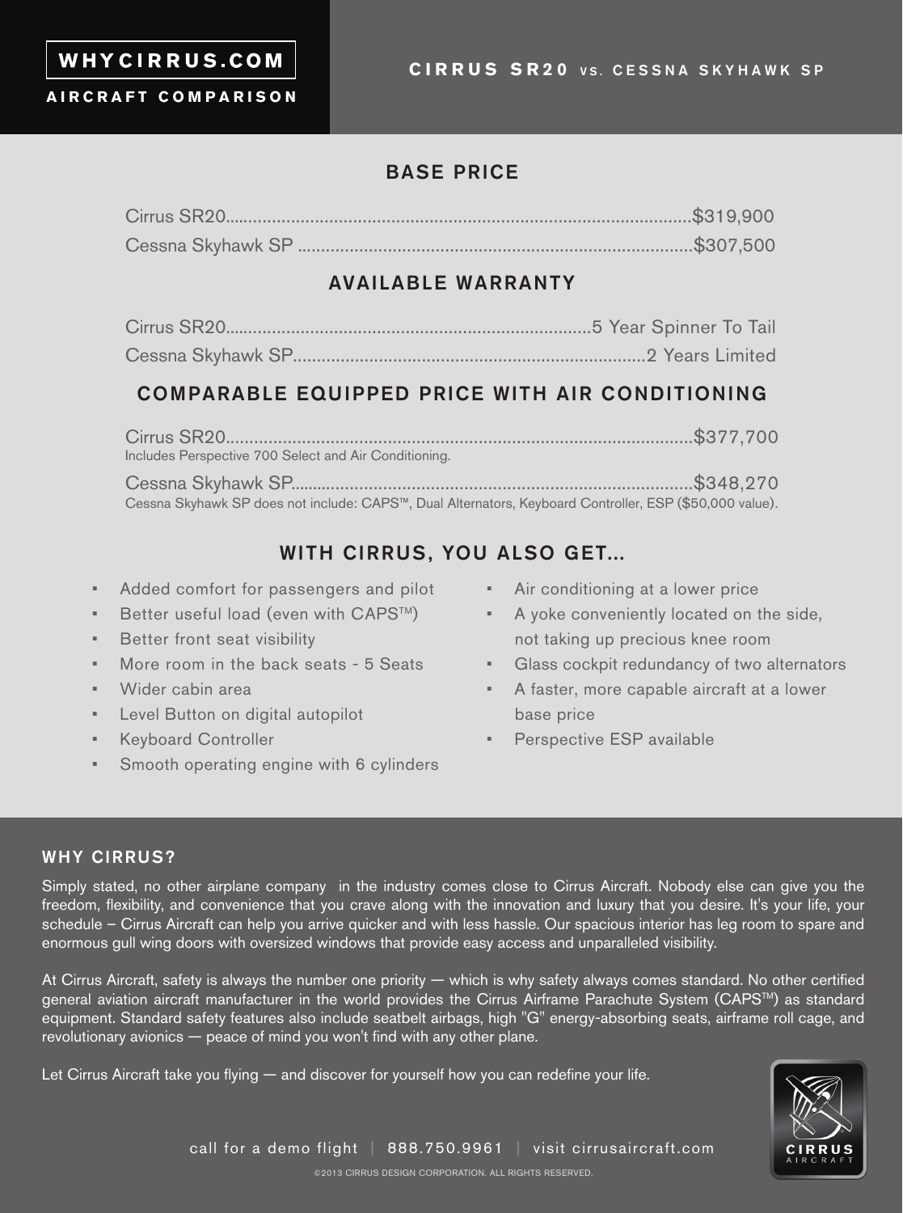**WHYCIRRUS.COM**

**AIRCRAFT COMPARISON**

**CIRRUS SR20 vs. CESSNA SKYHAWK SP**

## BASE PRICE

Cirrus SR20.........................................................................$319,900
Cessna Skyhawk SP ..............................................................$307,500

## AVAILABLE WARRANTY

Cirrus SR20......................................................................5 Year Spinner To Tail
Cessna Skyhawk SP..........................................................2 Years Limited

## COMPARABLE EQUIPPED PRICE WITH AIR CONDITIONING

Cirrus SR20.........................................................................$377,700
Includes Perspective 700 Select and Air Conditioning.

Cessna Skyhawk SP...............................................................$348,270
Cessna Skyhawk SP does not include: CAPS™, Dual Alternators, Keyboard Controller, ESP ($50,000 value).

## WITH CIRRUS, YOU ALSO GET...

- Added comfort for passengers and pilot
- Better useful load (even with CAPS™)
- Better front seat visibility
- More room in the back seats - 5 Seats
- Wider cabin area
- Level Button on digital autopilot
- Keyboard Controller
- Smooth operating engine with 6 cylinders
- Air conditioning at a lower price
- A yoke conveniently located on the side, not taking up precious knee room
- Glass cockpit redundancy of two alternators
- A faster, more capable aircraft at a lower base price
- Perspective ESP available

## WHY CIRRUS?

Simply stated, no other airplane company in the industry comes close to Cirrus Aircraft. Nobody else can give you the freedom, flexibility, and convenience that you crave along with the innovation and luxury that you desire. It's your life, your schedule – Cirrus Aircraft can help you arrive quicker and with less hassle. Our spacious interior has leg room to spare and enormous gull wing doors with oversized windows that provide easy access and unparalleled visibility.

At Cirrus Aircraft, safety is always the number one priority — which is why safety always comes standard. No other certified general aviation aircraft manufacturer in the world provides the Cirrus Airframe Parachute System (CAPS™) as standard equipment. Standard safety features also include seatbelt airbags, high "G" energy-absorbing seats, airframe roll cage, and revolutionary avionics — peace of mind you won't find with any other plane.

Let Cirrus Aircraft take you flying — and discover for yourself how you can redefine your life.

call for a demo flight | 888.750.9961 | visit cirrusaircraft.com

CIRRUS AIRCRAFT

©2013 CIRRUS DESIGN CORPORATION. ALL RIGHTS RESERVED.